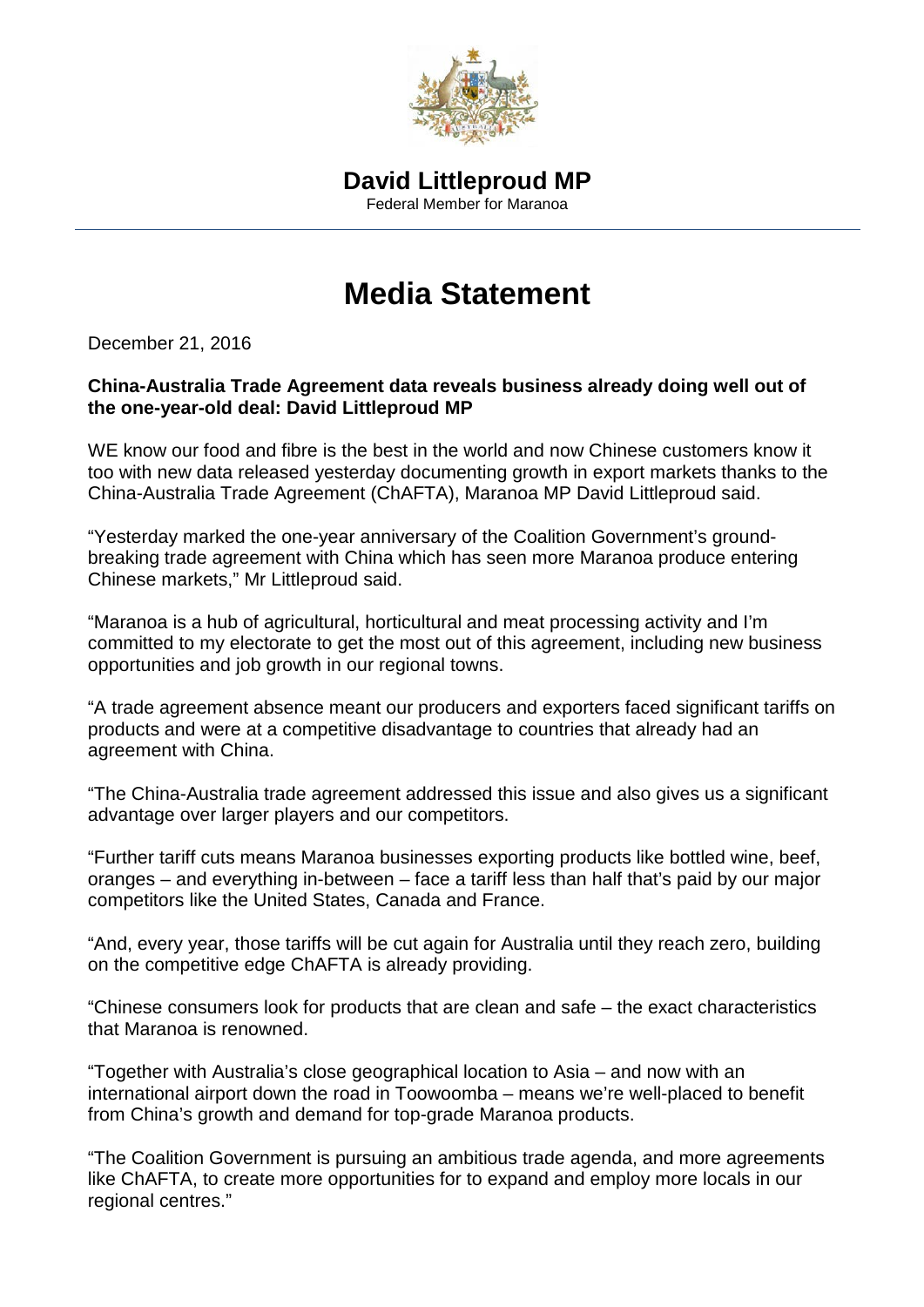**David Littleproud MP**
Federal Member for Maranoa

# Media Statement

December 21, 2016

**China-Australia Trade Agreement data reveals business already doing well out of the one-year-old deal: David Littleproud MP**

WE know our food and fibre is the best in the world and now Chinese customers know it too with new data released yesterday documenting growth in export markets thanks to the China-Australia Trade Agreement (ChAFTA), Maranoa MP David Littleproud said.

"Yesterday marked the one-year anniversary of the Coalition Government's ground-breaking trade agreement with China which has seen more Maranoa produce entering Chinese markets," Mr Littleproud said.

"Maranoa is a hub of agricultural, horticultural and meat processing activity and I'm committed to my electorate to get the most out of this agreement, including new business opportunities and job growth in our regional towns.

"A trade agreement absence meant our producers and exporters faced significant tariffs on products and were at a competitive disadvantage to countries that already had an agreement with China.

"The China-Australia trade agreement addressed this issue and also gives us a significant advantage over larger players and our competitors.

"Further tariff cuts means Maranoa businesses exporting products like bottled wine, beef, oranges – and everything in-between – face a tariff less than half that's paid by our major competitors like the United States, Canada and France.

"And, every year, those tariffs will be cut again for Australia until they reach zero, building on the competitive edge ChAFTA is already providing.

"Chinese consumers look for products that are clean and safe – the exact characteristics that Maranoa is renowned.

"Together with Australia's close geographical location to Asia – and now with an international airport down the road in Toowoomba – means we're well-placed to benefit from China's growth and demand for top-grade Maranoa products.

"The Coalition Government is pursuing an ambitious trade agenda, and more agreements like ChAFTA, to create more opportunities for to expand and employ more locals in our regional centres."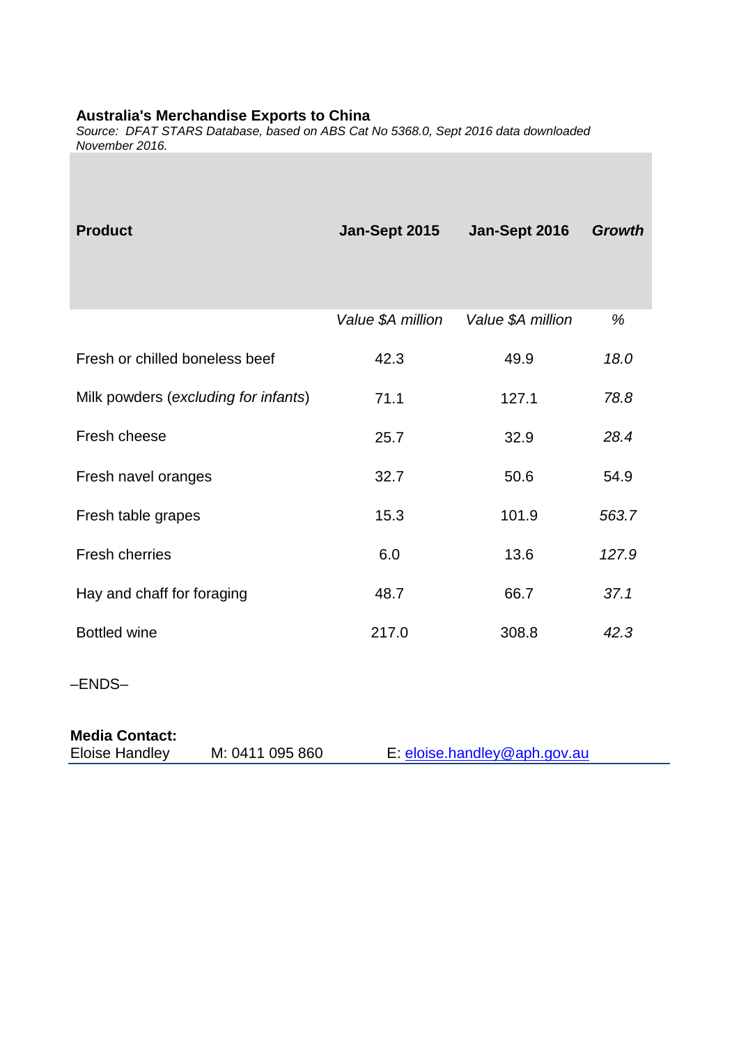**Australia's Merchandise Exports to China**
*Source: DFAT STARS Database, based on ABS Cat No 5368.0, Sept 2016 data downloaded November 2016.*

| **Product** | **Jan-Sept 2015** | **Jan-Sept 2016** | ***Growth*** |
|---|---|---|---|
| | *Value $A million* | *Value $A million* | *%* |
| Fresh or chilled boneless beef | 42.3 | 49.9 | *18.0* |
| Milk powders (*excluding for infants*) | 71.1 | 127.1 | *78.8* |
| Fresh cheese | 25.7 | 32.9 | *28.4* |
| Fresh navel oranges | 32.7 | 50.6 | 54.9 |
| Fresh table grapes | 15.3 | 101.9 | *563.7* |
| Fresh cherries | 6.0 | 13.6 | *127.9* |
| Hay and chaff for foraging | 48.7 | 66.7 | *37.1* |
| Bottled wine | 217.0 | 308.8 | *42.3* |

–ENDS–

**Media Contact:**
Eloise Handley M: 0411 095 860 E: eloise.handley@aph.gov.au